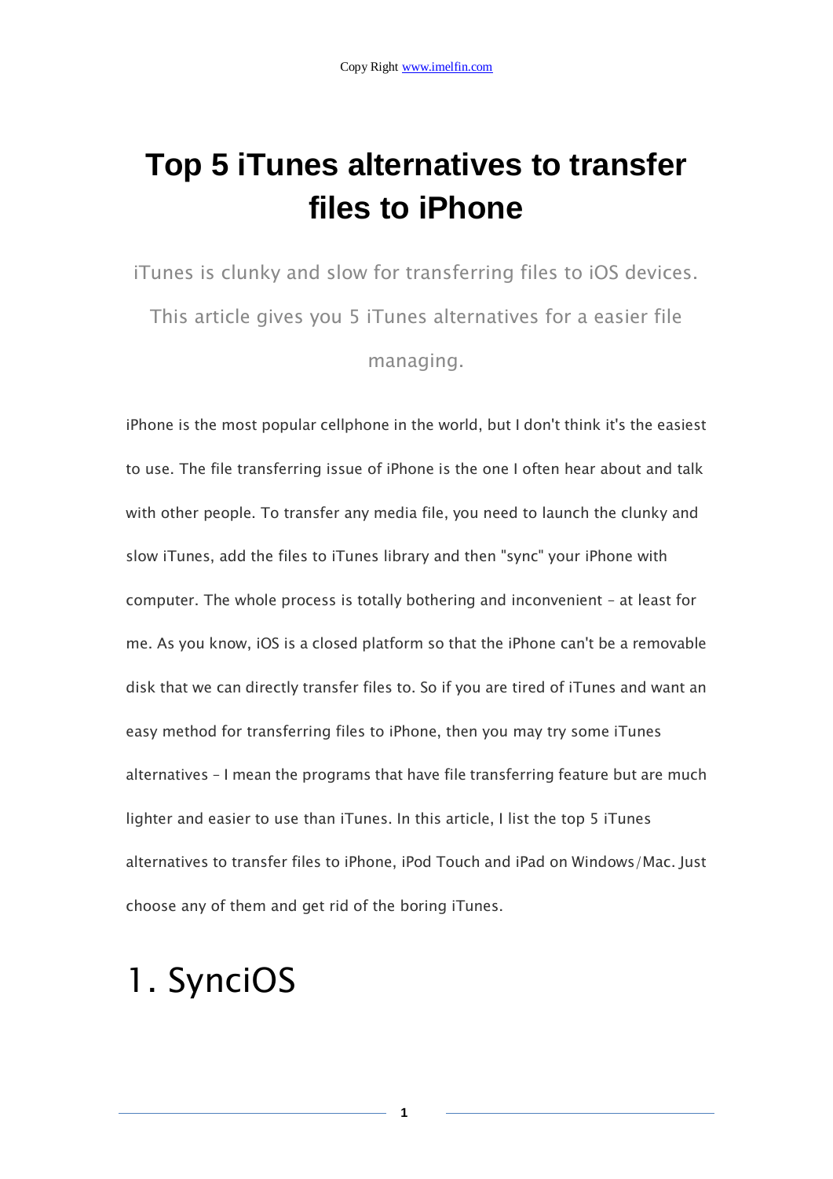# Top 5 iTunes alternatives to transfer files to iPhone

iTunes is clunky and slow for transferring files to iOS devices. This article gives you 5 iTunes alternatives for a easier file managing.

iPhone is the most popular cellphone in the world, but I don't think it's the easiest to use. The file transferring issue of iPhone is the one I often hear about and talk with other people. To transfer any media file, you need to launch the clunky and slow iTunes, add the files to iTunes library and then "sync" your iPhone with computer. The whole process is totally bothering and inconvenient – at least for me. As you know, iOS is a closed platform so that the iPhone can't be a removable disk that we can directly transfer files to. So if you are tired of iTunes and want an easy method for transferring files to iPhone, then you may try some iTunes alternatives – I mean the programs that have file transferring feature but are much lighter and easier to use than iTunes. In this article, I list the top 5 iTunes alternatives to transfer files to iPhone, iPod Touch and iPad on Windows/Mac. Just choose any of them and get rid of the boring iTunes.

## 1. SynciOS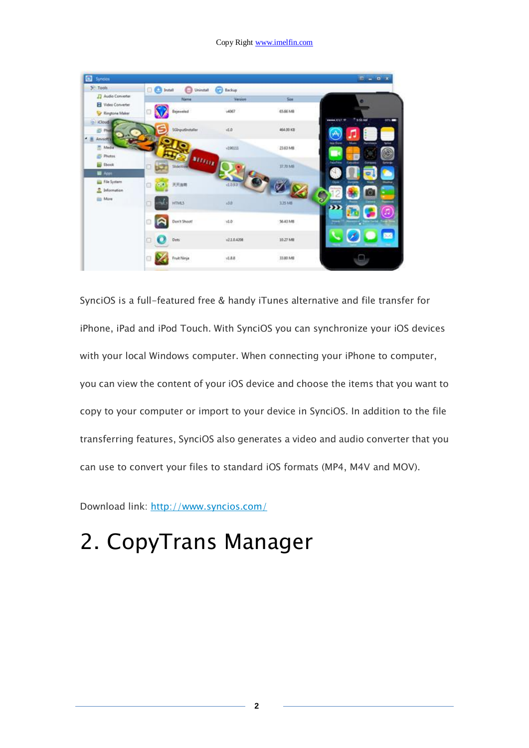SynciOS is a full-featured free & handy iTunes alternative and file transfer for iPhone, iPad and iPod Touch. With SynciOS you can synchronize your iOS devices with your local Windows computer. When connecting your iPhone to computer, you can view the content of your iOS device and choose the items that you want to copy to your computer or import to your device in SynciOS. In addition to the file transferring features, SynciOS also generates a video and audio converter that you can use to convert your files to standard iOS formats (MP4, M4V and MOV).

Download link: http://www.syncios.com/

# 2. CopyTrans Manager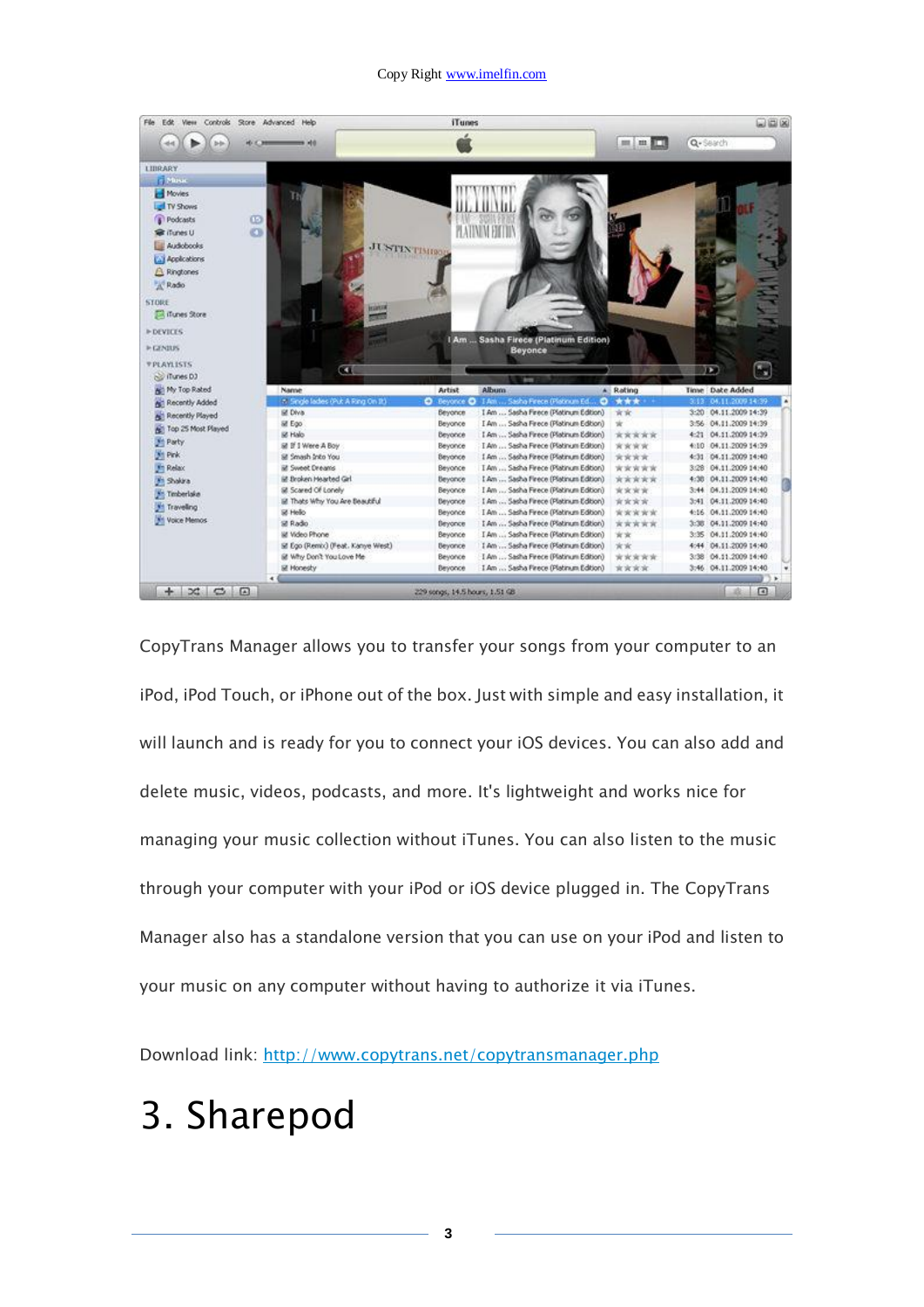CopyTrans Manager allows you to transfer your songs from your computer to an iPod, iPod Touch, or iPhone out of the box. Just with simple and easy installation, it will launch and is ready for you to connect your iOS devices. You can also add and delete music, videos, podcasts, and more. It's lightweight and works nice for managing your music collection without iTunes. You can also listen to the music through your computer with your iPod or iOS device plugged in. The CopyTrans Manager also has a standalone version that you can use on your iPod and listen to your music on any computer without having to authorize it via iTunes.

Download link: http://www.copytrans.net/copytransmanager.php

# 3. Sharepod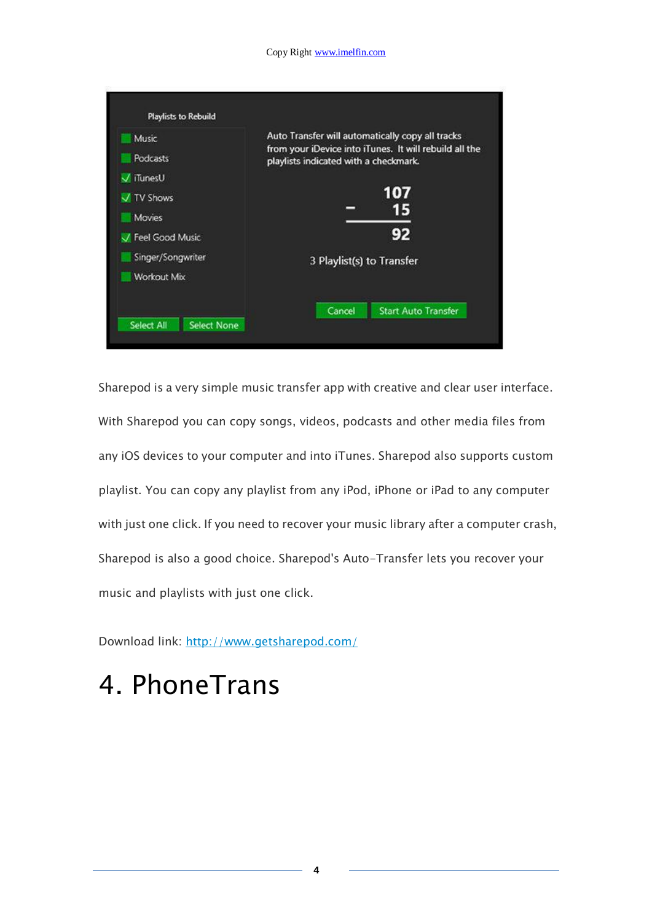Sharepod is a very simple music transfer app with creative and clear user interface. With Sharepod you can copy songs, videos, podcasts and other media files from any iOS devices to your computer and into iTunes. Sharepod also supports custom playlist. You can copy any playlist from any iPod, iPhone or iPad to any computer with just one click. If you need to recover your music library after a computer crash, Sharepod is also a good choice. Sharepod's Auto-Transfer lets you recover your music and playlists with just one click.

Download link: http://www.getsharepod.com/

# 4. PhoneTrans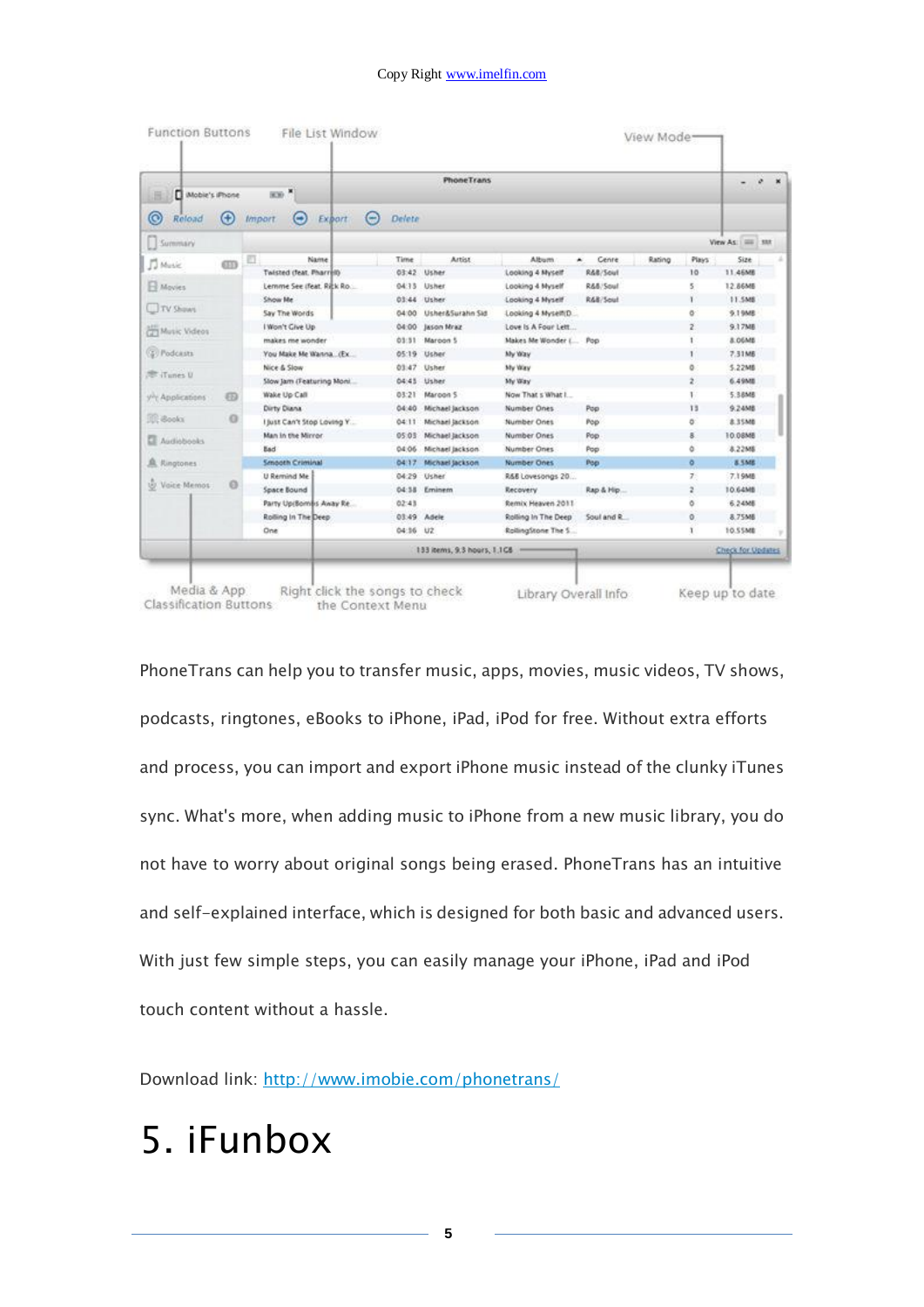Copy Right www.imelfin.com

PhoneTrans can help you to transfer music, apps, movies, music videos, TV shows, podcasts, ringtones, eBooks to iPhone, iPad, iPod for free. Without extra efforts and process, you can import and export iPhone music instead of the clunky iTunes sync. What's more, when adding music to iPhone from a new music library, you do not have to worry about original songs being erased. PhoneTrans has an intuitive and self-explained interface, which is designed for both basic and advanced users. With just few simple steps, you can easily manage your iPhone, iPad and iPod touch content without a hassle.

Download link: http://www.imobie.com/phonetrans/

# 5. iFunbox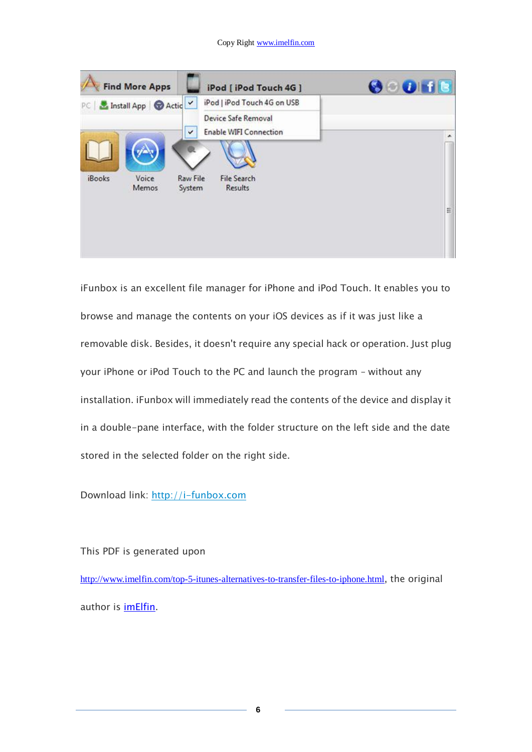iFunbox is an excellent file manager for iPhone and iPod Touch. It enables you to browse and manage the contents on your iOS devices as if it was just like a removable disk. Besides, it doesn't require any special hack or operation. Just plug your iPhone or iPod Touch to the PC and launch the program – without any installation. iFunbox will immediately read the contents of the device and display it in a double-pane interface, with the folder structure on the left side and the date stored in the selected folder on the right side.

Download link: http://i-funbox.com

This PDF is generated upon http://www.imelfin.com/top-5-itunes-alternatives-to-transfer-files-to-iphone.html, the original author is imElfin.